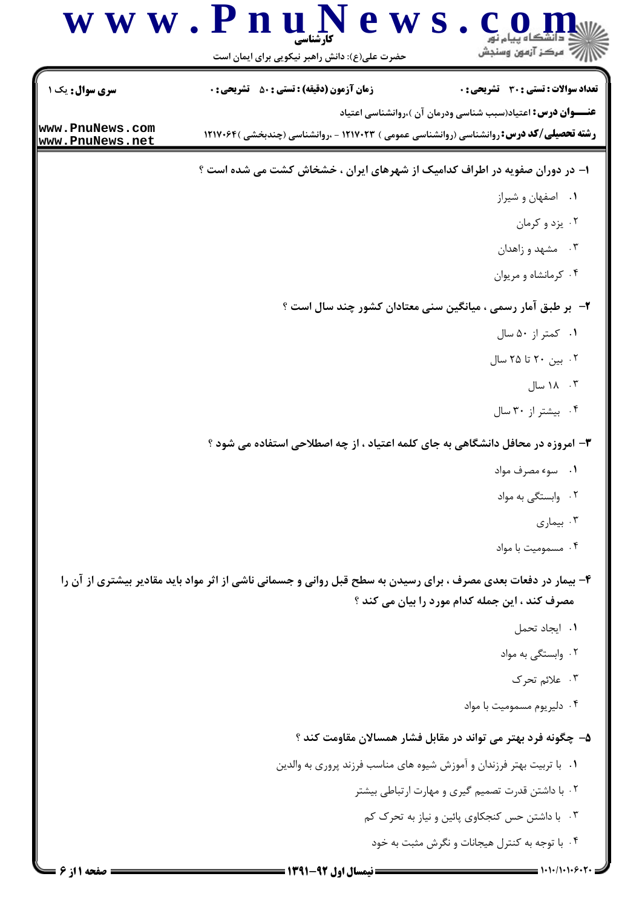**سری سوال:** یک ۱

**زمان آزمون (دقیقه) : تستی : ۵۰ تشریحی : ۰**

**تعداد سوالات : تستی : ۳۰ تشریحی : ۰**

**عنـــوان درس:** اعتیاد(سبب شناسی ودرمان آن )،روانشناسی اعتیاد

**رشته تحصیلی/کد درس:** روانشناسی (روانشناسی عمومی ) ۱۲۱۷۰۲۳ - ،روانشناسی (چندبخشی )۱۲۱۷۰۶۴

**۱- در دوران صفویه در اطراف کدامیک از شهرهای ایران ، خشخاش کشت می شده است ؟**

۱. اصفهان و شیراز

۲. یزد و کرمان

۳. مشهد و زاهدان

۴. کرمانشاه و مریوان

**۲- بر طبق آمار رسمی ، میانگین سنی معتادان کشور چند سال است ؟**

۱. کمتر از ۵۰ سال

۲. بین ۲۰ تا ۲۵ سال

۳. ۱۸ سال

۴. بیشتر از ۳۰ سال

**۳- امروزه در محافل دانشگاهی به جای کلمه اعتیاد ، از چه اصطلاحی استفاده می شود ؟**

۱. سوء مصرف مواد

۲. وابستگی به مواد

۳. بیماری

۴. مسمومیت با مواد

**۴- بیمار در دفعات بعدی مصرف ، برای رسیدن به سطح قبل روانی و جسمانی ناشی از اثر مواد باید مقادیر بیشتری از آن را مصرف کند ، این جمله کدام مورد را بیان می کند ؟**

۱. ایجاد تحمل

۲. وابستگی به مواد

۳. علائم تحرک

۴. دلیریوم مسمومیت با مواد

**۵- چگونه فرد بهتر می تواند در مقابل فشار همسالان مقاومت کند ؟**

۱. با تربیت بهتر فرزندان و آموزش شیوه های مناسب فرزند پروری به والدین

۲. با داشتن قدرت تصمیم گیری و مهارت ارتباطی بیشتر

۳. با داشتن حس کنجکاوی پائین و نیاز به تحرک کم

۴. با توجه به کنترل هیجانات و نگرش مثبت به خود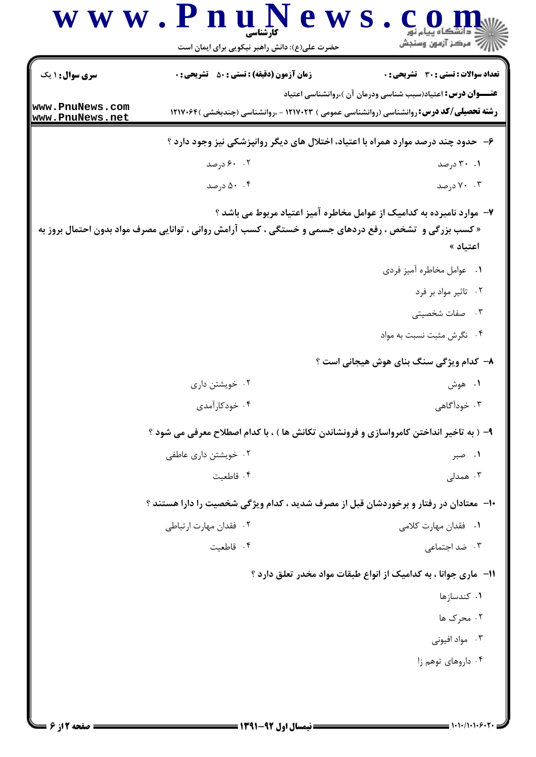۶- حدود چند درصد موارد همراه با اعتیاد، اختلال های دیگر روانپزشکی نیز وجود دارد ؟

۱. ۳۰ درصد

۲. ۶۰ درصد

۳. ۷۰ درصد

۴. ۵۰ درصد

۷- موارد نامبرده به کدامیک از عوامل مخاطره آمیز اعتیاد مربوط می باشد ؟

« کسب بزرگی و تشخص ، رفع دردهای جسمی و خستگی ، کسب آرامش روانی ، توانایی مصرف مواد بدون احتمال بروز به اعتیاد »

۱. عوامل مخاطره آمیز فردی

۲. تاثیر مواد بر فرد

۳. صفات شخصیتی

۴. نگرش مثبت نسبت به مواد

۸- کدام ویژگی سنگ بنای هوش هیجانی است ؟

۱. هوش

۲. خویشتن داری

۳. خودآگاهی

۴. خودکارآمدی

۹- ( به تاخیر انداختن کامرواسازی و فرونشاندن تکانش ها ) ، با کدام اصطلاح معرفی می شود ؟

۱. صبر

۲. خویشتن داری عاطفی

۳. همدلی

۴. قاطعیت

۱۰- معتادان در رفتار و برخوردشان قبل از مصرف شدید ، کدام ویژگی شخصیت را دارا هستند ؟

۱. فقدان مهارت کلامی

۲. فقدان مهارت ارتباطی

۳. ضد اجتماعی

۴. قاطعیت

۱۱- ماری جوانا ، به کدامیک از انواع طبقات مواد مخدر تعلق دارد ؟

۱. کندسازها

۲. محرک ها

۳. مواد افیونی

۴. داروهای توهم زا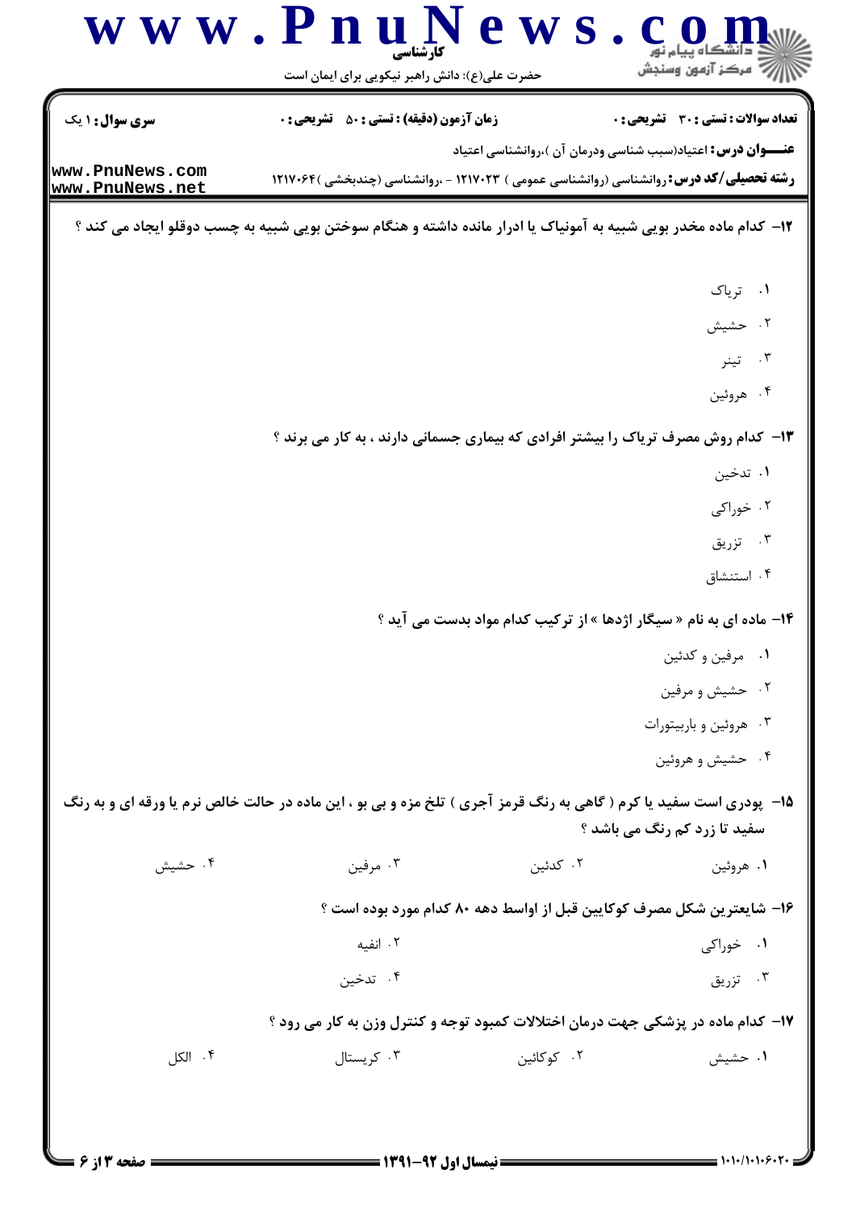۱۲- کدام ماده مخدر بویی شبیه به آمونیاک یا ادرار مانده داشته و هنگام سوختن بویی شبیه به چسب دوقلو ایجاد می کند ؟

۱. تریاک

۲. حشیش

۳. تینر

۴. هروئین

۱۳- کدام روش مصرف تریاک را بیشتر افرادی که بیماری جسمانی دارند ، به کار می برند ؟

۱. تدخین

۲. خوراکی

۳. تزریق

۴. استنشاق

۱۴- ماده ای به نام « سیگار اژدها » از ترکیب کدام مواد بدست می آید ؟

۱. مرفین و کدئین

۲. حشیش و مرفین

۳. هروئین و باربیتورات

۴. حشیش و هروئین

۱۵- پودری است سفید یا کرم ( گاهی به رنگ قرمز آجری ) تلخ مزه و بی بو ، این ماده در حالت خالص نرم یا ورقه ای و به رنگ سفید تا زرد کم رنگ می باشد ؟

۱. هروئین &nbsp;&nbsp; ۲. کدئین &nbsp;&nbsp; ۳. مرفین &nbsp;&nbsp; ۴. حشیش

۱۶- شایعترین شکل مصرف کوکایین قبل از اواسط دهه ۸۰ کدام مورد بوده است ؟

۱. خوراکی &nbsp;&nbsp; ۲. انفیه

۳. تزریق &nbsp;&nbsp; ۴. تدخین

۱۷- کدام ماده در پزشکی جهت درمان اختلالات کمبود توجه و کنترل وزن به کار می رود ؟

۱. حشیش &nbsp;&nbsp; ۲. کوکائین &nbsp;&nbsp; ۳. کریستال &nbsp;&nbsp; ۴. الکل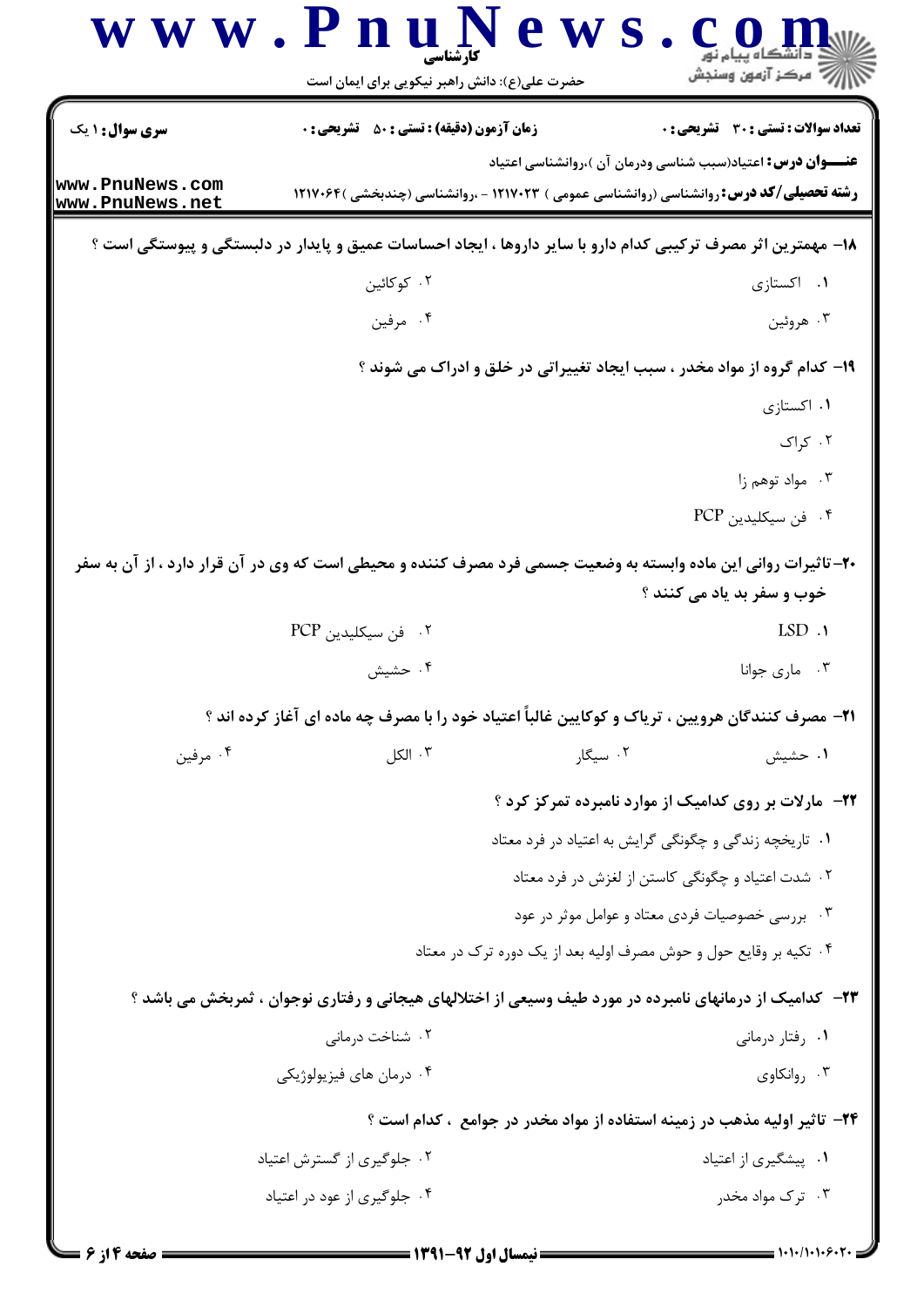۱۸- مهمترین اثر مصرف ترکیبی کدام دارو با سایر داروها ، ایجاد احساسات عمیق و پایدار در دلبستگی و پیوستگی است ؟

۱. اکستازی
۲. کوکائین
۳. هروئین
۴. مرفین

۱۹- کدام گروه از مواد مخدر ، سبب ایجاد تغییراتی در خلق و ادراک می شوند ؟

۱. اکستازی
۲. کراک
۳. مواد توهم زا
۴. فن سیکلیدین PCP

۲۰-تاثیرات روانی این ماده وابسته به وضعیت جسمی فرد مصرف کننده و محیطی است که وی در آن قرار دارد ، از آن به سفر خوب و سفر بد یاد می کنند ؟

۱. LSD
۲. فن سیکلیدین PCP
۳. ماری جوانا
۴. حشیش

۲۱- مصرف کنندگان هرویین ، تریاک و کوکایین غالباً اعتیاد خود را با مصرف چه ماده ای آغاز کرده اند ؟

۱. حشیش
۲. سیگار
۳. الکل
۴. مرفین

۲۲- مارلات بر روی کدامیک از موارد نامبرده تمرکز کرد ؟

۱. تاریخچه زندگی و چگونگی گرایش به اعتیاد در فرد معتاد
۲. شدت اعتیاد و چگونگی کاستن از لغزش در فرد معتاد
۳. بررسی خصوصیات فردی معتاد و عوامل موثر در عود
۴. تکیه بر وقایع حول و حوش مصرف اولیه بعد از یک دوره ترک در معتاد

۲۳- کدامیک از درمانهای نامبرده در مورد طیف وسیعی از اختلالهای هیجانی و رفتاری نوجوان ، ثمربخش می باشد ؟

۱. رفتار درمانی
۲. شناخت درمانی
۳. روانکاوی
۴. درمان های فیزیولوژیکی

۲۴- تاثیر اولیه مذهب در زمینه استفاده از مواد مخدر در جوامع ، کدام است ؟

۱. پیشگیری از اعتیاد
۲. جلوگیری از گسترش اعتیاد
۳. ترک مواد مخدر
۴. جلوگیری از عود در اعتیاد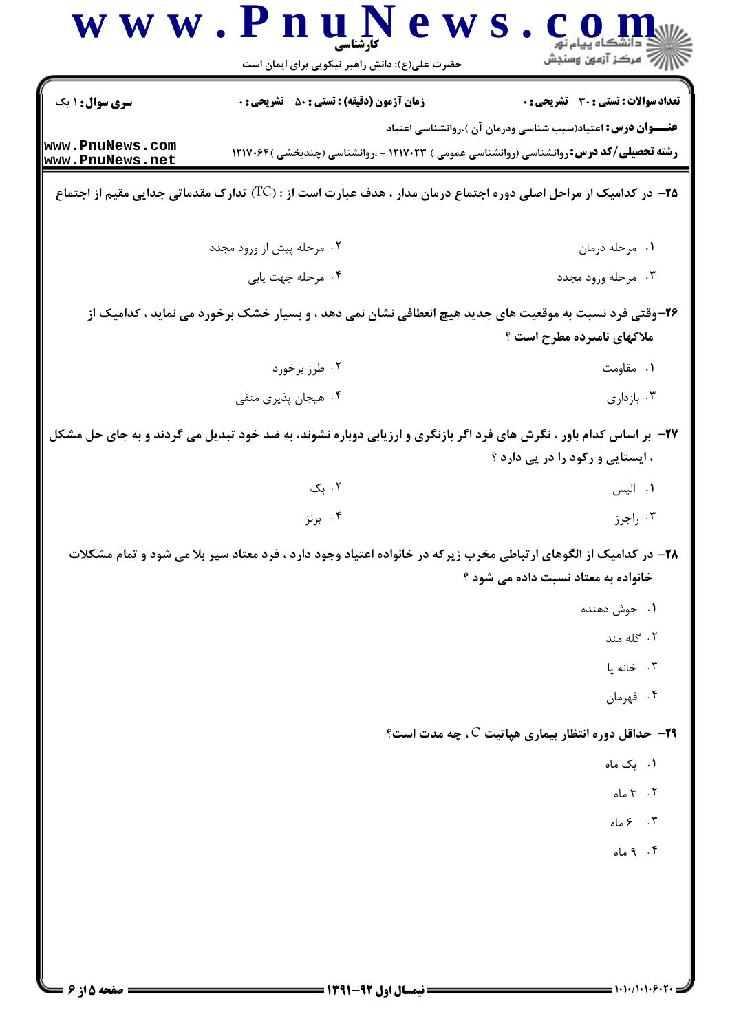**۲۵-** در کدامیک از مراحل اصلی دوره اجتماع درمان مدار ، هدف عبارت است از : (TC) تدارک مقدماتی جدایی مقیم از اجتماع

۱. مرحله درمان

۲. مرحله پیش از ورود مجدد

۳. مرحله ورود مجدد

۴. مرحله جهت یابی

**۲۶-** وقتی فرد نسبت به موقعیت های جدید هیچ انعطافی نشان نمی دهد ، و بسیار خشک برخورد می نماید ، کدامیک از ملاکهای نامبرده مطرح است ؟

۱. مقاومت

۲. طرز برخورد

۳. بازداری

۴. هیجان پذیری منفی

**۲۷-** بر اساس کدام باور ، نگرش های فرد اگر بازنگری و ارزیابی دوباره نشوند، به ضد خود تبدیل می گردند و به جای حل مشکل ، ایستایی و رکود را در پی دارد ؟

۱. الیس

۲. بک

۳. راجرز

۴. برنز

**۲۸-** در کدامیک از الگوهای ارتباطی مخرب زیرکه در خانواده اعتیاد وجود دارد ، فرد معتاد سپر بلا می شود و تمام مشکلات خانواده به معتاد نسبت داده می شود ؟

۱. جوش دهنده

۲. گله مند

۳. خانه پا

۴. قهرمان

**۲۹-** حداقل دوره انتظار بیماری هپاتیت C ، چه مدت است؟

۱. یک ماه

۲. ۳ ماه

۳. ۶ ماه

۴. ۹ ماه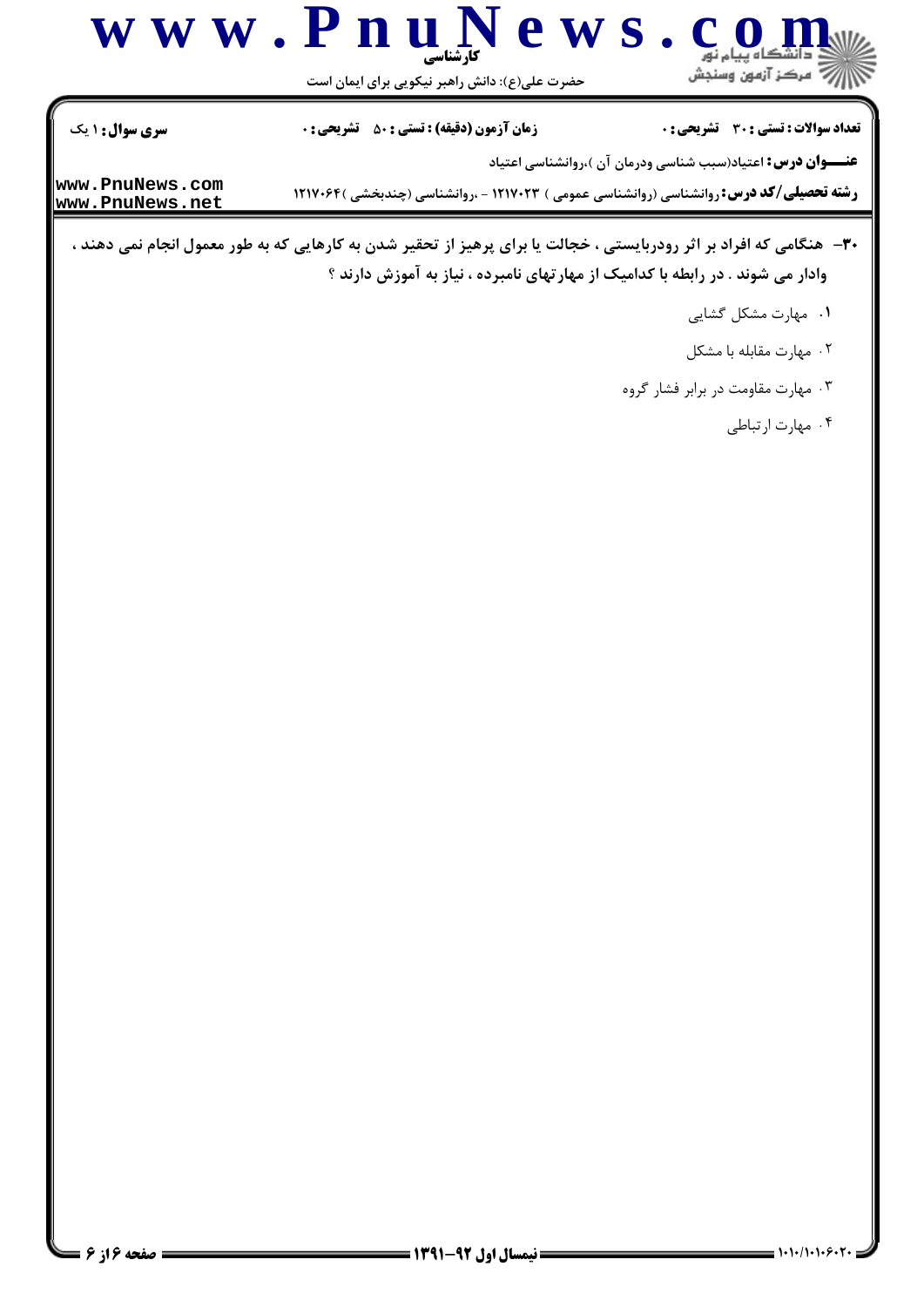**۳۰-** هنگامی که افراد بر اثر رودربایستی ، خجالت یا برای پرهیز از تحقیر شدن به کارهایی که به طور معمول انجام نمی دهند ، وادار می شوند . در رابطه با کدامیک از مهارتهای نامبرده ، نیاز به آموزش دارند ؟

۱. مهارت مشکل گشایی

۲. مهارت مقابله با مشکل

۳. مهارت مقاومت در برابر فشار گروه

۴. مهارت ارتباطی